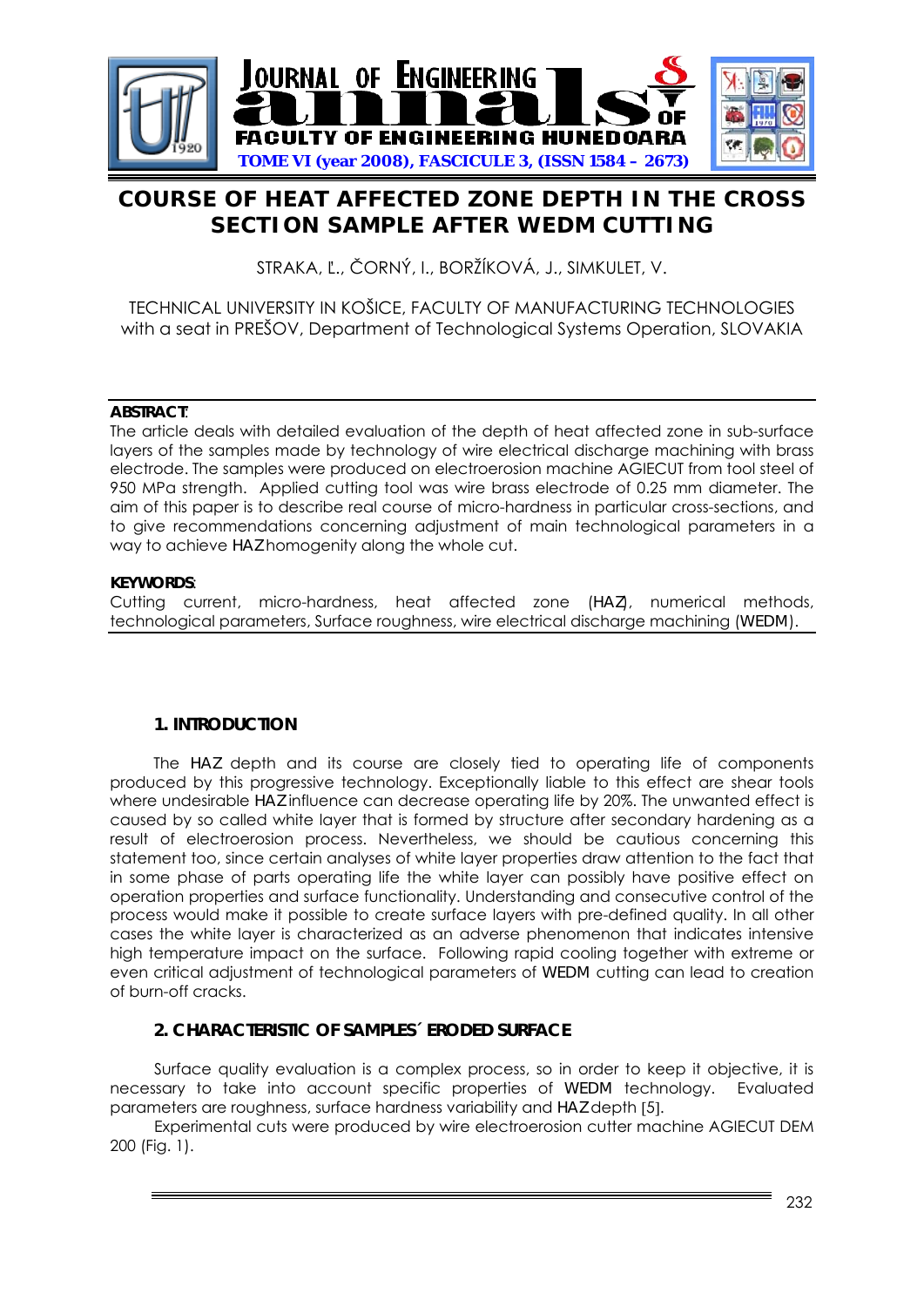# COURSE OF HEAT AFFECTED ZONE DEPTH IN THE CROSS SECTION SAMPLE AFTER WEDM CUTTING

STRAKA, Ľ., ČORNÝ, I., BORŽÍKOVÁ, J., SIMKULET, V.

TECHNICAL UNIVERSITY IN KOŠICE, FACULTY OF MANUFACTURING TECHNOLOGIES with a seat in PREŠOV, Department of Technological Systems Operation, SLOVAKIA

**ABSTRACT**:

The article deals with detailed evaluation of the depth of heat affected zone in sub-surface layers of the samples made by technology of wire electrical discharge machining with brass electrode. The samples were produced on electroerosion machine AGIECUT from tool steel of 950 MPa strength. Applied cutting tool was wire brass electrode of 0.25 mm diameter. The aim of this paper is to describe real course of micro-hardness in particular cross-sections, and to give recommendations concerning adjustment of main technological parameters in a way to achieve HAZ homogenity along the whole cut.

**KEYWORDS**:

Cutting current, micro-hardness, heat affected zone (HAZ), numerical methods, technological parameters, Surface roughness, wire electrical discharge machining (WEDM).

## 1. INTRODUCTION

The HAZ depth and its course are closely tied to operating life of components produced by this progressive technology. Exceptionally liable to this effect are shear tools where undesirable HAZ influence can decrease operating life by 20%. The unwanted effect is caused by so called white layer that is formed by structure after secondary hardening as a result of electroerosion process. Nevertheless, we should be cautious concerning this statement too, since certain analyses of white layer properties draw attention to the fact that in some phase of parts operating life the white layer can possibly have positive effect on operation properties and surface functionality. Understanding and consecutive control of the process would make it possible to create surface layers with pre-defined quality. In all other cases the white layer is characterized as an adverse phenomenon that indicates intensive high temperature impact on the surface. Following rapid cooling together with extreme or even critical adjustment of technological parameters of WEDM cutting can lead to creation of burn-off cracks.

## 2. CHARACTERISTIC OF SAMPLES´ ERODED SURFACE

Surface quality evaluation is a complex process, so in order to keep it objective, it is necessary to take into account specific properties of WEDM technology. Evaluated parameters are roughness, surface hardness variability and HAZ depth [5].

Experimental cuts were produced by wire electroerosion cutter machine AGIECUT DEM 200 (Fig. 1).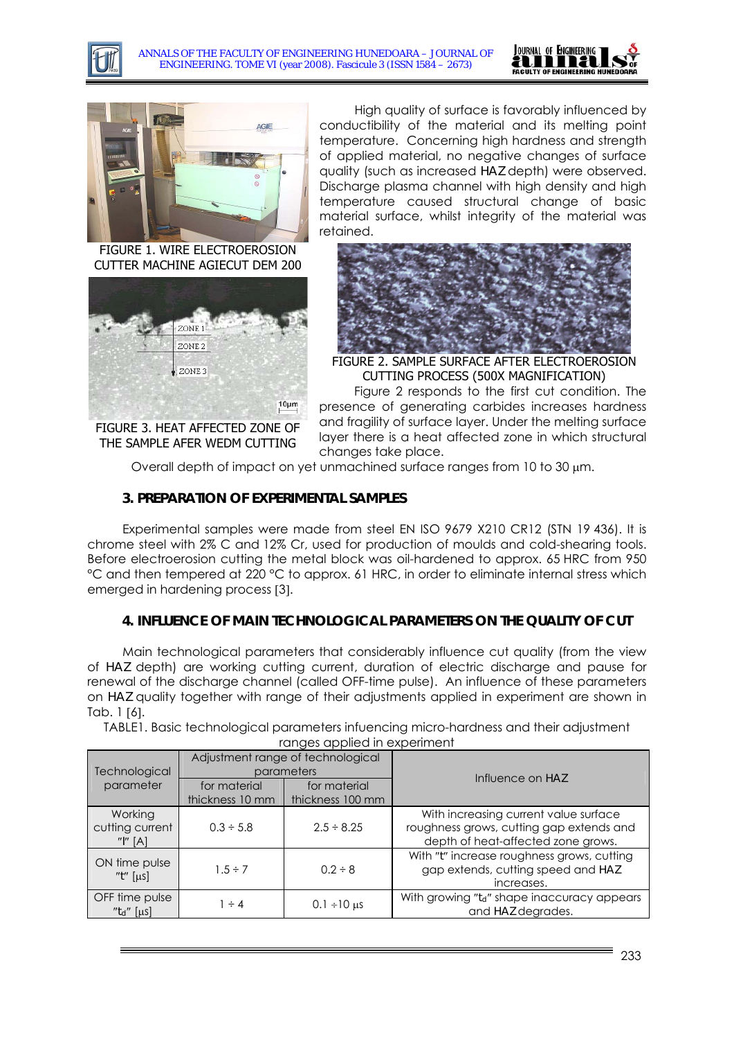FIGURE 1. WIRE ELECTROEROSION CUTTER MACHINE AGIECUT DEM 200

FIGURE 3. HEAT AFFECTED ZONE OF THE SAMPLE AFER WEDM CUTTING

High quality of surface is favorably influenced by conductibility of the material and its melting point temperature. Concerning high hardness and strength of applied material, no negative changes of surface quality (such as increased HAZ depth) were observed. Discharge plasma channel with high density and high temperature caused structural change of basic material surface, whilst integrity of the material was retained.

FIGURE 2. SAMPLE SURFACE AFTER ELECTROEROSION CUTTING PROCESS (500X MAGNIFICATION)

Figure 2 responds to the first cut condition. The presence of generating carbides increases hardness and fragility of surface layer. Under the melting surface layer there is a heat affected zone in which structural changes take place.

Overall depth of impact on yet unmachined surface ranges from 10 to 30 μm.

## 3. PREPARATION OF EXPERIMENTAL SAMPLES

Experimental samples were made from steel EN ISO 9679 X210 CR12 (STN 19 436). It is chrome steel with 2% C and 12% Cr, used for production of moulds and cold-shearing tools. Before electroerosion cutting the metal block was oil-hardened to approx. 65 HRC from 950 °C and then tempered at 220 °C to approx. 61 HRC, in order to eliminate internal stress which emerged in hardening process [3].

## 4. INFLUENCE OF MAIN TECHNOLOGICAL PARAMETERS ON THE QUALITY OF CUT

Main technological parameters that considerably influence cut quality (from the view of HAZ depth) are working cutting current, duration of electric discharge and pause for renewal of the discharge channel (called OFF-time pulse). An influence of these parameters on HAZ quality together with range of their adjustments applied in experiment are shown in Tab. 1 [6].

TABLE1. Basic technological parameters infuencing micro-hardness and their adjustment ranges applied in experiment

| Technological parameter | Adjustment range of technological parameters | | Influence on HAZ |
|---|---|---|---|
| | for material thickness 10 mm | for material thickness 100 mm | |
| Working cutting current "I" [A] | 0.3 ÷ 5.8 | 2.5 ÷ 8.25 | With increasing current value surface roughness grows, cutting gap extends and depth of heat-affected zone grows. |
| ON time pulse "t" [μs] | 1.5 ÷ 7 | 0.2 ÷ 8 | With "t" increase roughness grows, cutting gap extends, cutting speed and HAZ increases. |
| OFF time pulse "$t_d$" [μs] | 1 ÷ 4 | 0.1 ÷10 μs | With growing "$t_d$" shape inaccuracy appears and HAZ degrades. |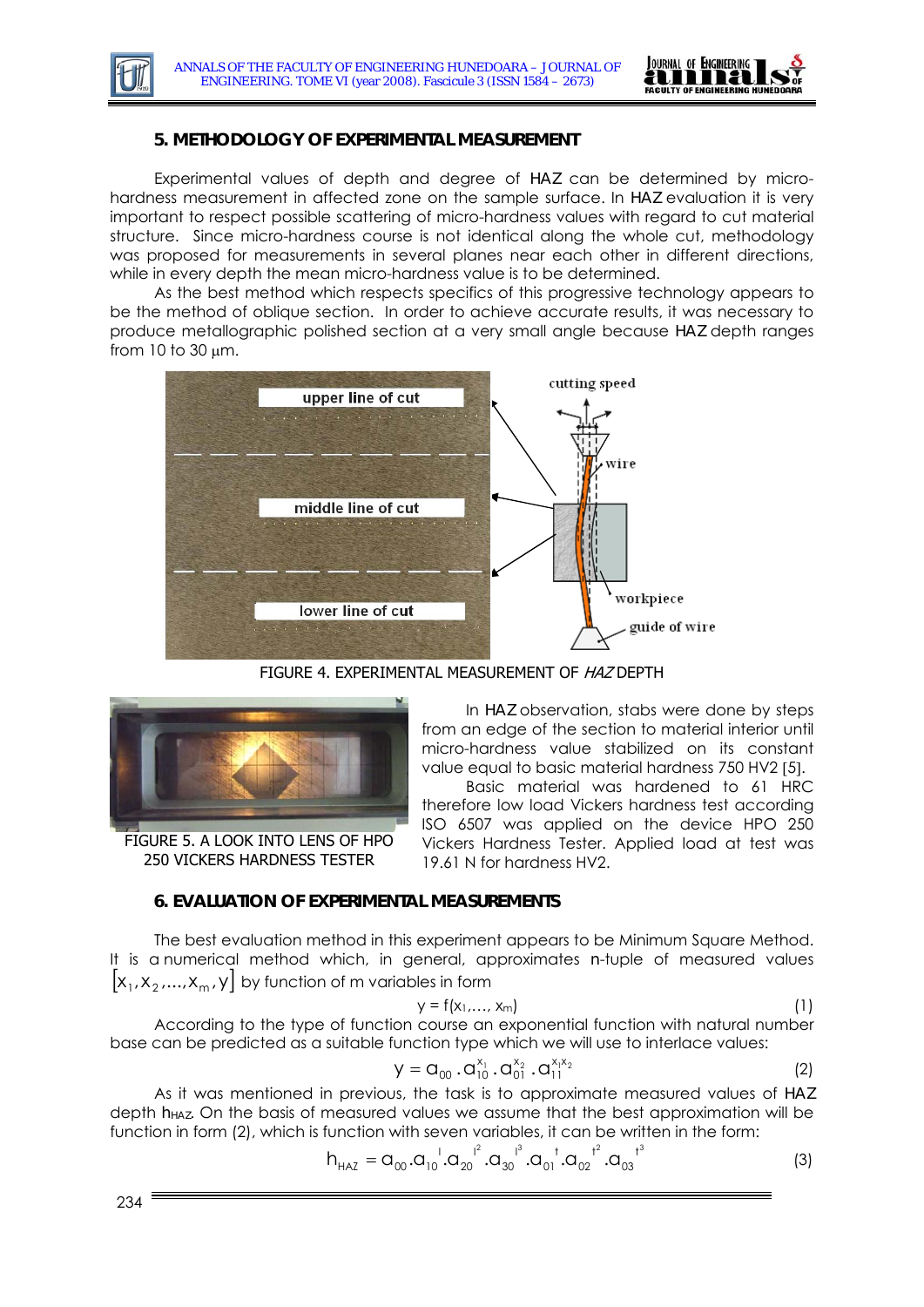## 5. METHODOLOGY OF EXPERIMENTAL MEASUREMENT

Experimental values of depth and degree of HAZ can be determined by micro-hardness measurement in affected zone on the sample surface. In HAZ evaluation it is very important to respect possible scattering of micro-hardness values with regard to cut material structure. Since micro-hardness course is not identical along the whole cut, methodology was proposed for measurements in several planes near each other in different directions, while in every depth the mean micro-hardness value is to be determined.

As the best method which respects specifics of this progressive technology appears to be the method of oblique section. In order to achieve accurate results, it was necessary to produce metallographic polished section at a very small angle because HAZ depth ranges from 10 to 30 μm.

FIGURE 4. EXPERIMENTAL MEASUREMENT OF *HAZ* DEPTH

FIGURE 5. A LOOK INTO LENS OF HPO 250 VICKERS HARDNESS TESTER

In HAZ observation, stabs were done by steps from an edge of the section to material interior until micro-hardness value stabilized on its constant value equal to basic material hardness 750 HV2 [5].

Basic material was hardened to 61 HRC therefore low load Vickers hardness test according ISO 6507 was applied on the device HPO 250 Vickers Hardness Tester. Applied load at test was 19.61 N for hardness HV2.

## 6. EVALUATION OF EXPERIMENTAL MEASUREMENTS

The best evaluation method in this experiment appears to be Minimum Square Method. It is a numerical method which, in general, approximates n-tuple of measured values $[x_1, x_2, ..., x_m, y]$ by function of m variables in form

$$y = f(x_1, ..., x_m) \tag{1}$$

According to the type of function course an exponential function with natural number base can be predicted as a suitable function type which we will use to interlace values:

$$y = a_{00} \cdot a_{10}^{x_1} \cdot a_{01}^{x_2} \cdot a_{11}^{x_1 x_2} \tag{2}$$

As it was mentioned in previous, the task is to approximate measured values of HAZ depth $h_{HAZ}$. On the basis of measured values we assume that the best approximation will be function in form (2), which is function with seven variables, it can be written in the form:

$$h_{HAZ} = a_{00} \cdot a_{10}^{I} \cdot a_{20}^{I^2} \cdot a_{30}^{I^3} \cdot a_{01}^{t} \cdot a_{02}^{t^2} \cdot a_{03}^{t^3} \tag{3}$$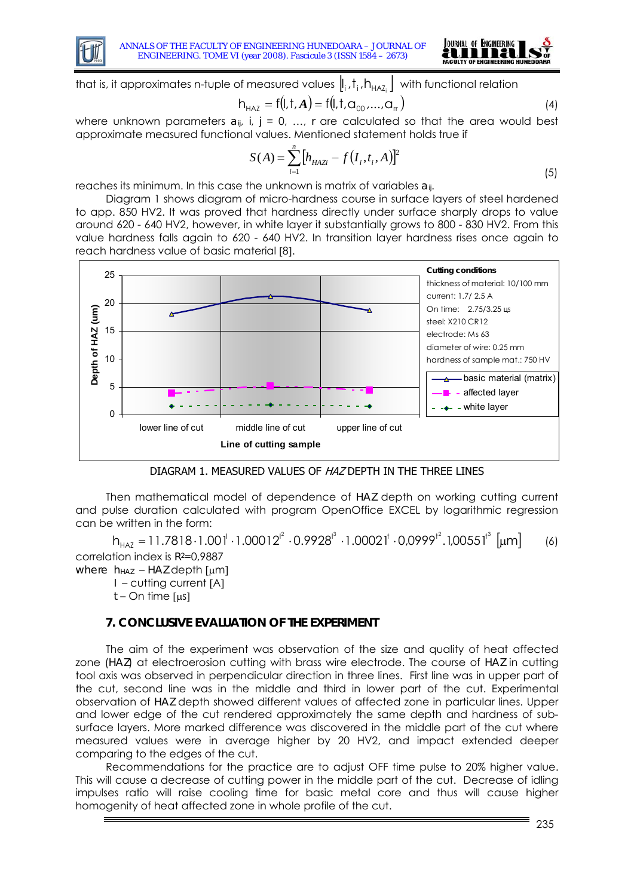that is, it approximates n-tuple of measured values $\left[ I_i, t_i, h_{HAZ_i} \right]$ with functional relation

$$h_{HAZ} = f(I, t, \boldsymbol{A}) = f(I, t, a_{00}, \ldots, a_{rr}) \tag{4}$$

where unknown parameters $a_{ij}$, i, j = 0, …, r are calculated so that the area would best approximate measured functional values. Mentioned statement holds true if

$$S(A) = \sum_{i=1}^{n} \left[ h_{HAZi} - f(I_i, t_i, A) \right]^2 \tag{5}$$

reaches its minimum. In this case the unknown is matrix of variables $a_{ij}$.

Diagram 1 shows diagram of micro-hardness course in surface layers of steel hardened to app. 850 HV2. It was proved that hardness directly under surface sharply drops to value around 620 - 640 HV2, however, in white layer it substantially grows to 800 - 830 HV2. From this value hardness falls again to 620 - 640 HV2. In transition layer hardness rises once again to reach hardness value of basic material [8].

DIAGRAM 1. MEASURED VALUES OF *HAZ* DEPTH IN THE THREE LINES

Then mathematical model of dependence of HAZ depth on working cutting current and pulse duration calculated with program OpenOffice EXCEL by logarithmic regression can be written in the form:

$$h_{HAZ} = 11.7818 \cdot 1.001^{I} \cdot 1.00012^{I^2} \cdot 0.9928^{I^3} \cdot 1.00021^{t} \cdot 0{,}0999^{t^2} . 1{,}00551^{t^3} \; [\mu m] \tag{6}$$

correlation index is $R^2$=0,9887

where $h_{HAZ}$ – HAZ depth [μm]

$I$ – cutting current [A]

$t$ – On time [μs]

## 7. CONCLUSIVE EVALUATION OF THE EXPERIMENT

The aim of the experiment was observation of the size and quality of heat affected zone (HAZ) at electroerosion cutting with brass wire electrode. The course of HAZ in cutting tool axis was observed in perpendicular direction in three lines. First line was in upper part of the cut, second line was in the middle and third in lower part of the cut. Experimental observation of HAZ depth showed different values of affected zone in particular lines. Upper and lower edge of the cut rendered approximately the same depth and hardness of sub-surface layers. More marked difference was discovered in the middle part of the cut where measured values were in average higher by 20 HV2, and impact extended deeper comparing to the edges of the cut.

Recommendations for the practice are to adjust OFF time pulse to 20% higher value. This will cause a decrease of cutting power in the middle part of the cut. Decrease of idling impulses ratio will raise cooling time for basic metal core and thus will cause higher homogenity of heat affected zone in whole profile of the cut.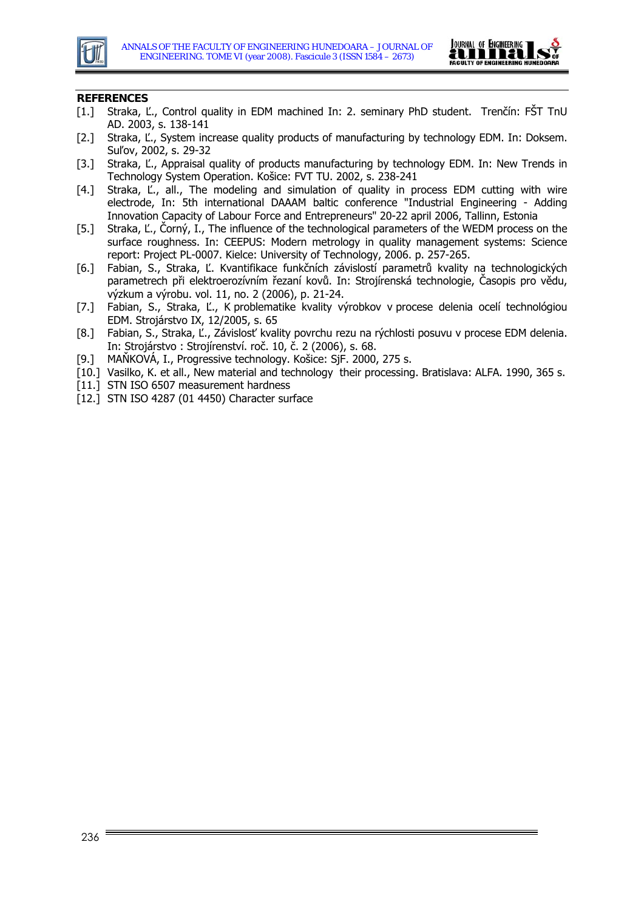## REFERENCES

[1.] Straka, Ľ., Control quality in EDM machined In: 2. seminary PhD student. Trenčín: FŠT TnU AD. 2003, s. 138-141

[2.] Straka, Ľ., System increase quality products of manufacturing by technology EDM. In: Doksem. Suľov, 2002, s. 29-32

[3.] Straka, Ľ., Appraisal quality of products manufacturing by technology EDM. In: New Trends in Technology System Operation. Košice: FVT TU. 2002, s. 238-241

[4.] Straka, Ľ., all., The modeling and simulation of quality in process EDM cutting with wire electrode, In: 5th international DAAAM baltic conference "Industrial Engineering - Adding Innovation Capacity of Labour Force and Entrepreneurs" 20-22 april 2006, Tallinn, Estonia

[5.] Straka, Ľ., Čorný, I., The influence of the technological parameters of the WEDM process on the surface roughness. In: CEEPUS: Modern metrology in quality management systems: Science report: Project PL-0007. Kielce: University of Technology, 2006. p. 257-265.

[6.] Fabian, S., Straka, Ľ. Kvantifikace funkčních závislostí parametrů kvality na technologických parametrech při elektroerozívním řezaní kovů. In: Strojírenská technologie, Časopis pro vědu, výzkum a výrobu. vol. 11, no. 2 (2006), p. 21-24.

[7.] Fabian, S., Straka, Ľ., K problematike kvality výrobkov v procese delenia ocelí technológiou EDM. Strojárstvo IX, 12/2005, s. 65

[8.] Fabian, S., Straka, Ľ., Závislosť kvality povrchu rezu na rýchlosti posuvu v procese EDM delenia. In: Strojárstvo : Strojírenství. roč. 10, č. 2 (2006), s. 68.

[9.] MAŇKOVÁ, I., Progressive technology. Košice: SjF. 2000, 275 s.

[10.] Vasilko, K. et all., New material and technology their processing. Bratislava: ALFA. 1990, 365 s.

[11.] STN ISO 6507 measurement hardness

[12.] STN ISO 4287 (01 4450) Character surface